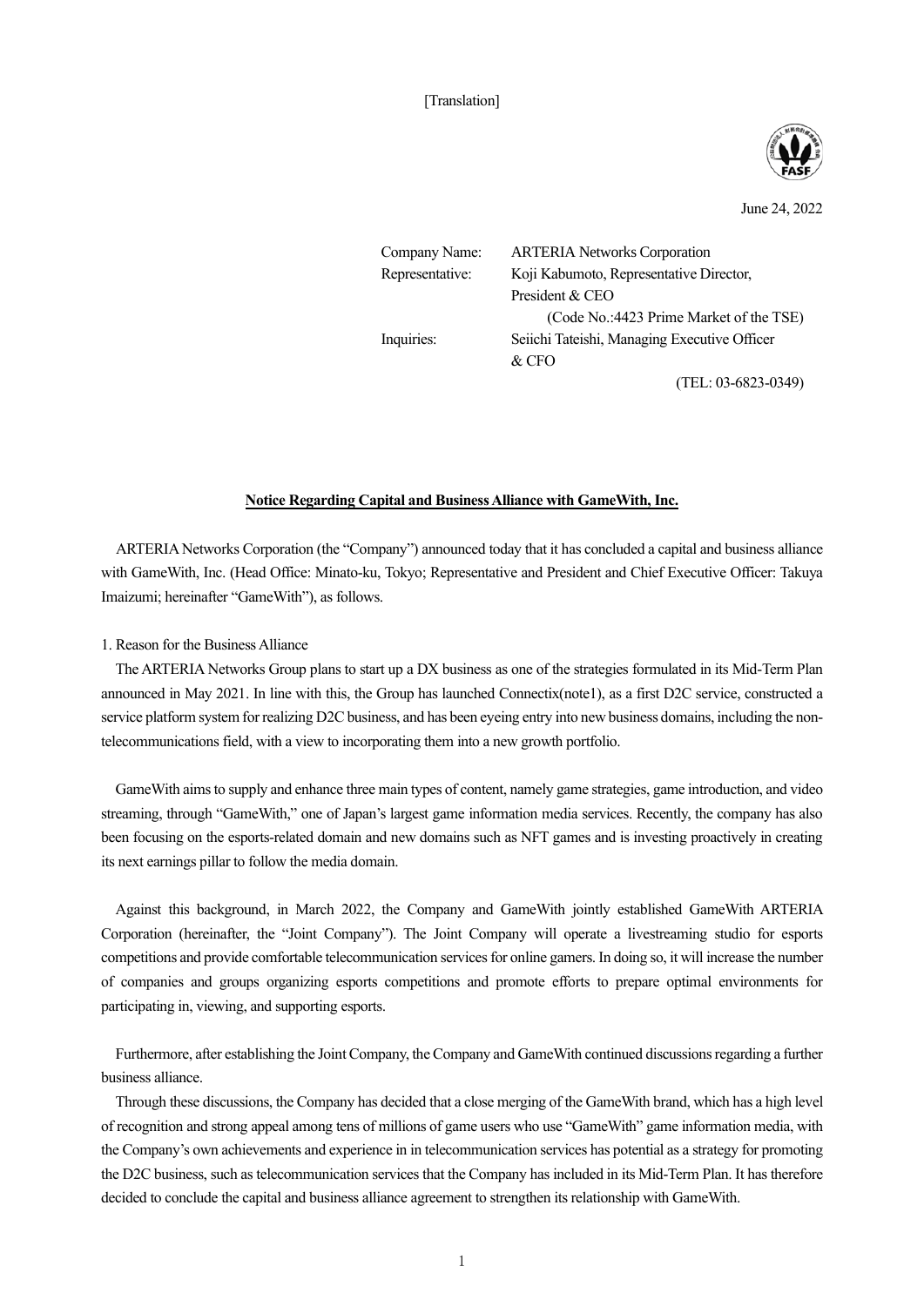[Translation]

June 24, 2022

Company Name: ARTERIA Networks Corporation
Representative: Koji Kabumoto, Representative Director, President & CEO
(Code No.:4423 Prime Market of the TSE)
Inquiries: Seiichi Tateishi, Managing Executive Officer & CFO
(TEL: 03-6823-0349)

## Notice Regarding Capital and Business Alliance with GameWith, Inc.

ARTERIA Networks Corporation (the "Company") announced today that it has concluded a capital and business alliance with GameWith, Inc. (Head Office: Minato-ku, Tokyo; Representative and President and Chief Executive Officer: Takuya Imaizumi; hereinafter "GameWith"), as follows.

1. Reason for the Business Alliance

The ARTERIA Networks Group plans to start up a DX business as one of the strategies formulated in its Mid-Term Plan announced in May 2021. In line with this, the Group has launched Connectix(note1), as a first D2C service, constructed a service platform system for realizing D2C business, and has been eyeing entry into new business domains, including the non-telecommunications field, with a view to incorporating them into a new growth portfolio.

GameWith aims to supply and enhance three main types of content, namely game strategies, game introduction, and video streaming, through "GameWith," one of Japan's largest game information media services. Recently, the company has also been focusing on the esports-related domain and new domains such as NFT games and is investing proactively in creating its next earnings pillar to follow the media domain.

Against this background, in March 2022, the Company and GameWith jointly established GameWith ARTERIA Corporation (hereinafter, the "Joint Company"). The Joint Company will operate a livestreaming studio for esports competitions and provide comfortable telecommunication services for online gamers. In doing so, it will increase the number of companies and groups organizing esports competitions and promote efforts to prepare optimal environments for participating in, viewing, and supporting esports.

Furthermore, after establishing the Joint Company, the Company and GameWith continued discussions regarding a further business alliance.

Through these discussions, the Company has decided that a close merging of the GameWith brand, which has a high level of recognition and strong appeal among tens of millions of game users who use "GameWith" game information media, with the Company's own achievements and experience in in telecommunication services has potential as a strategy for promoting the D2C business, such as telecommunication services that the Company has included in its Mid-Term Plan. It has therefore decided to conclude the capital and business alliance agreement to strengthen its relationship with GameWith.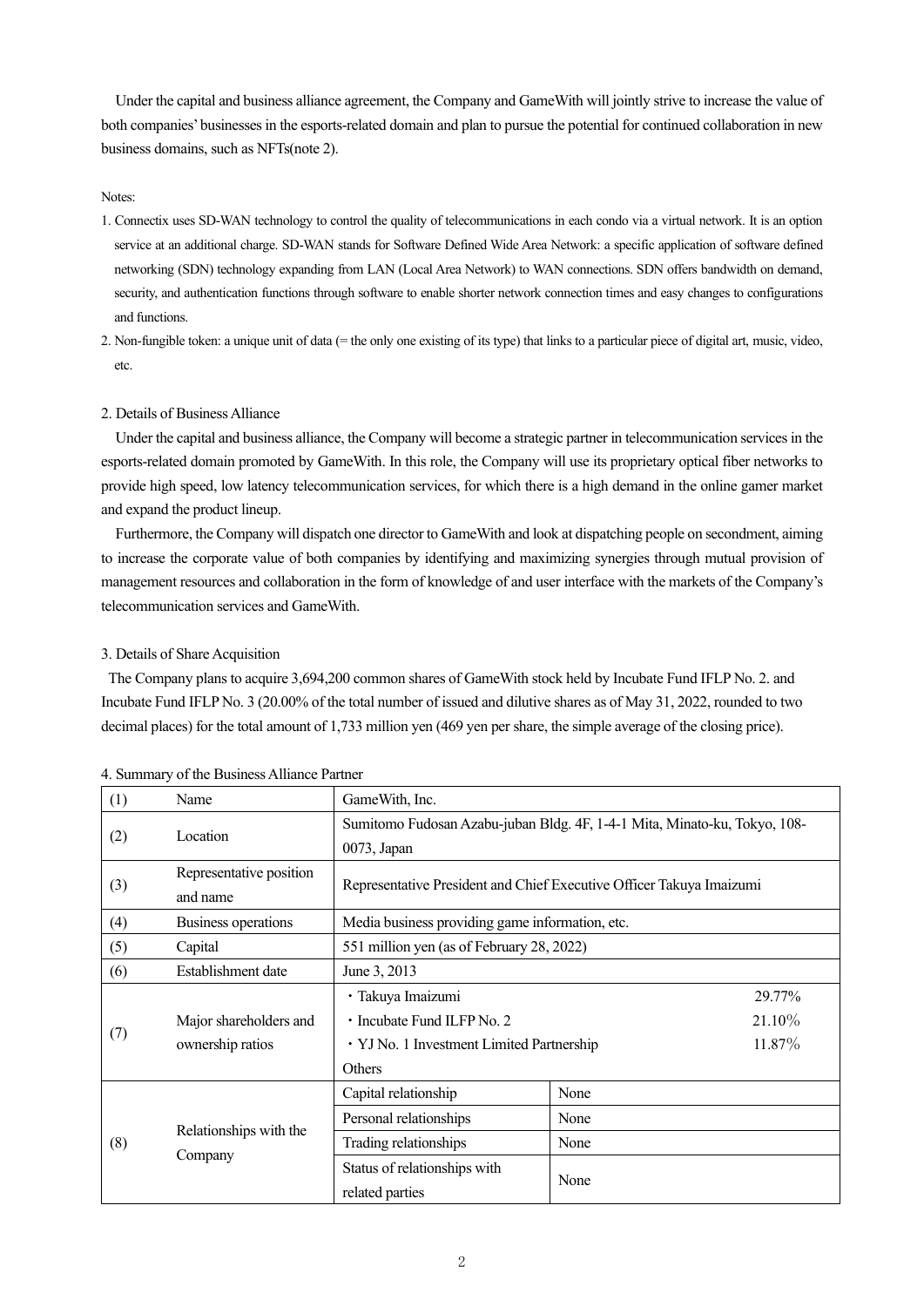Under the capital and business alliance agreement, the Company and GameWith will jointly strive to increase the value of both companies' businesses in the esports-related domain and plan to pursue the potential for continued collaboration in new business domains, such as NFTs(note 2).

Notes:

1. Connectix uses SD-WAN technology to control the quality of telecommunications in each condo via a virtual network. It is an option service at an additional charge. SD-WAN stands for Software Defined Wide Area Network: a specific application of software defined networking (SDN) technology expanding from LAN (Local Area Network) to WAN connections. SDN offers bandwidth on demand, security, and authentication functions through software to enable shorter network connection times and easy changes to configurations and functions.
2. Non-fungible token: a unique unit of data (= the only one existing of its type) that links to a particular piece of digital art, music, video, etc.

2. Details of Business Alliance

Under the capital and business alliance, the Company will become a strategic partner in telecommunication services in the esports-related domain promoted by GameWith. In this role, the Company will use its proprietary optical fiber networks to provide high speed, low latency telecommunication services, for which there is a high demand in the online gamer market and expand the product lineup.

Furthermore, the Company will dispatch one director to GameWith and look at dispatching people on secondment, aiming to increase the corporate value of both companies by identifying and maximizing synergies through mutual provision of management resources and collaboration in the form of knowledge of and user interface with the markets of the Company's telecommunication services and GameWith.

3. Details of Share Acquisition

The Company plans to acquire 3,694,200 common shares of GameWith stock held by Incubate Fund IFLP No. 2. and Incubate Fund IFLP No. 3 (20.00% of the total number of issued and dilutive shares as of May 31, 2022, rounded to two decimal places) for the total amount of 1,733 million yen (469 yen per share, the simple average of the closing price).

4. Summary of the Business Alliance Partner

| | | | |
|---|---|---|---|
| (1) | Name | GameWith, Inc. | |
| (2) | Location | Sumitomo Fudosan Azabu-juban Bldg. 4F, 1-4-1 Mita, Minato-ku, Tokyo, 108-0073, Japan | |
| (3) | Representative position and name | Representative President and Chief Executive Officer Takuya Imaizumi | |
| (4) | Business operations | Media business providing game information, etc. | |
| (5) | Capital | 551 million yen (as of February 28, 2022) | |
| (6) | Establishment date | June 3, 2013 | |
| (7) | Major shareholders and ownership ratios | ・Takuya Imaizumi 29.77%<br>・Incubate Fund ILFP No. 2 21.10%<br>・YJ No. 1 Investment Limited Partnership 11.87%<br>Others | |
| (8) | Relationships with the Company | Capital relationship | None |
| | | Personal relationships | None |
| | | Trading relationships | None |
| | | Status of relationships with related parties | None |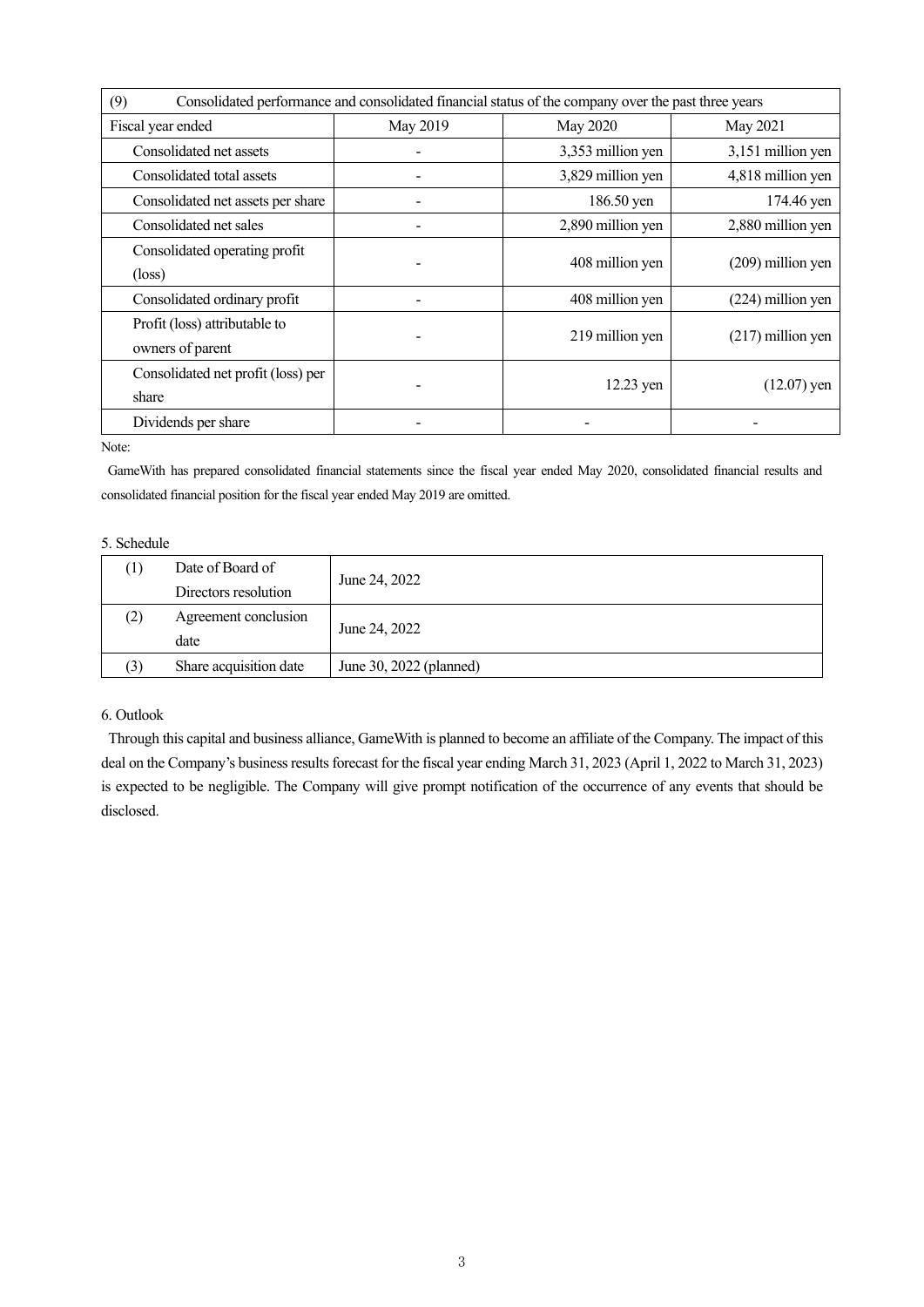| (9) Consolidated performance and consolidated financial status of the company over the past three years | | | |
|---|---|---|---|
| Fiscal year ended | May 2019 | May 2020 | May 2021 |
| Consolidated net assets | - | 3,353 million yen | 3,151 million yen |
| Consolidated total assets | - | 3,829 million yen | 4,818 million yen |
| Consolidated net assets per share | - | 186.50 yen | 174.46 yen |
| Consolidated net sales | - | 2,890 million yen | 2,880 million yen |
| Consolidated operating profit (loss) | - | 408 million yen | (209) million yen |
| Consolidated ordinary profit | - | 408 million yen | (224) million yen |
| Profit (loss) attributable to owners of parent | - | 219 million yen | (217) million yen |
| Consolidated net profit (loss) per share | - | 12.23 yen | (12.07) yen |
| Dividends per share | - | - | - |

Note:

GameWith has prepared consolidated financial statements since the fiscal year ended May 2020, consolidated financial results and consolidated financial position for the fiscal year ended May 2019 are omitted.

5. Schedule

| | | |
|---|---|---|
| (1) | Date of Board of Directors resolution | June 24, 2022 |
| (2) | Agreement conclusion date | June 24, 2022 |
| (3) | Share acquisition date | June 30, 2022 (planned) |

6. Outlook

Through this capital and business alliance, GameWith is planned to become an affiliate of the Company. The impact of this deal on the Company's business results forecast for the fiscal year ending March 31, 2023 (April 1, 2022 to March 31, 2023) is expected to be negligible. The Company will give prompt notification of the occurrence of any events that should be disclosed.